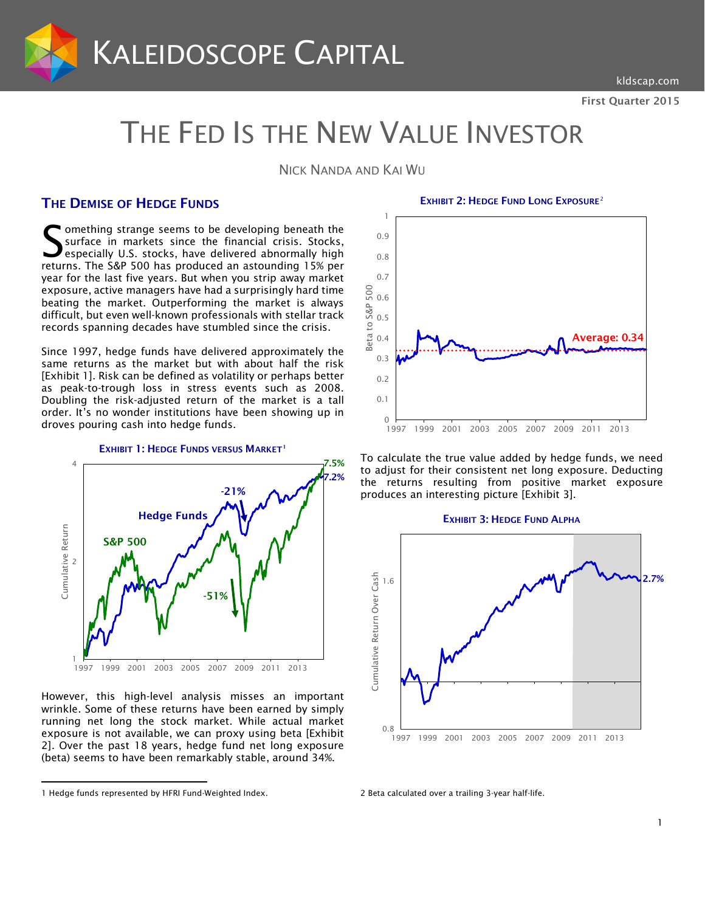# THE FED IS THE NEW VALUE INVESTOR

NICK NANDA AND KAI WU

## THE DEMISE OF HEDGE FUNDS

Something strange seems to be developing beneath the surface in markets since the financial crisis. Stocks, especially U.S. stocks, have delivered abnormally high returns. The S&P 500 has produced an astounding 15% per year for the last five years. But when you strip away market exposure, active managers have had a surprisingly hard time beating the market. Outperforming the market is always difficult, but even well-known professionals with stellar track records spanning decades have stumbled since the crisis.

Since 1997, hedge funds have delivered approximately the same returns as the market but with about half the risk [Exhibit 1]. Risk can be defined as volatility or perhaps better as peak-to-trough loss in stress events such as 2008. Doubling the risk-adjusted return of the market is a tall order. It's no wonder institutions have been showing up in droves pouring cash into hedge funds.

**EXHIBIT 1: HEDGE FUNDS VERSUS MARKET**[1]

However, this high-level analysis misses an important wrinkle. Some of these returns have been earned by simply running net long the stock market. While actual market exposure is not available, we can proxy using beta [Exhibit 2]. Over the past 18 years, hedge fund net long exposure (beta) seems to have been remarkably stable, around 34%.

**EXHIBIT 2: HEDGE FUND LONG EXPOSURE**[2]

To calculate the true value added by hedge funds, we need to adjust for their consistent net long exposure. Deducting the returns resulting from positive market exposure produces an interesting picture [Exhibit 3].

**EXHIBIT 3: HEDGE FUND ALPHA**

1 Hedge funds represented by HFRI Fund-Weighted Index.

2 Beta calculated over a trailing 3-year half-life.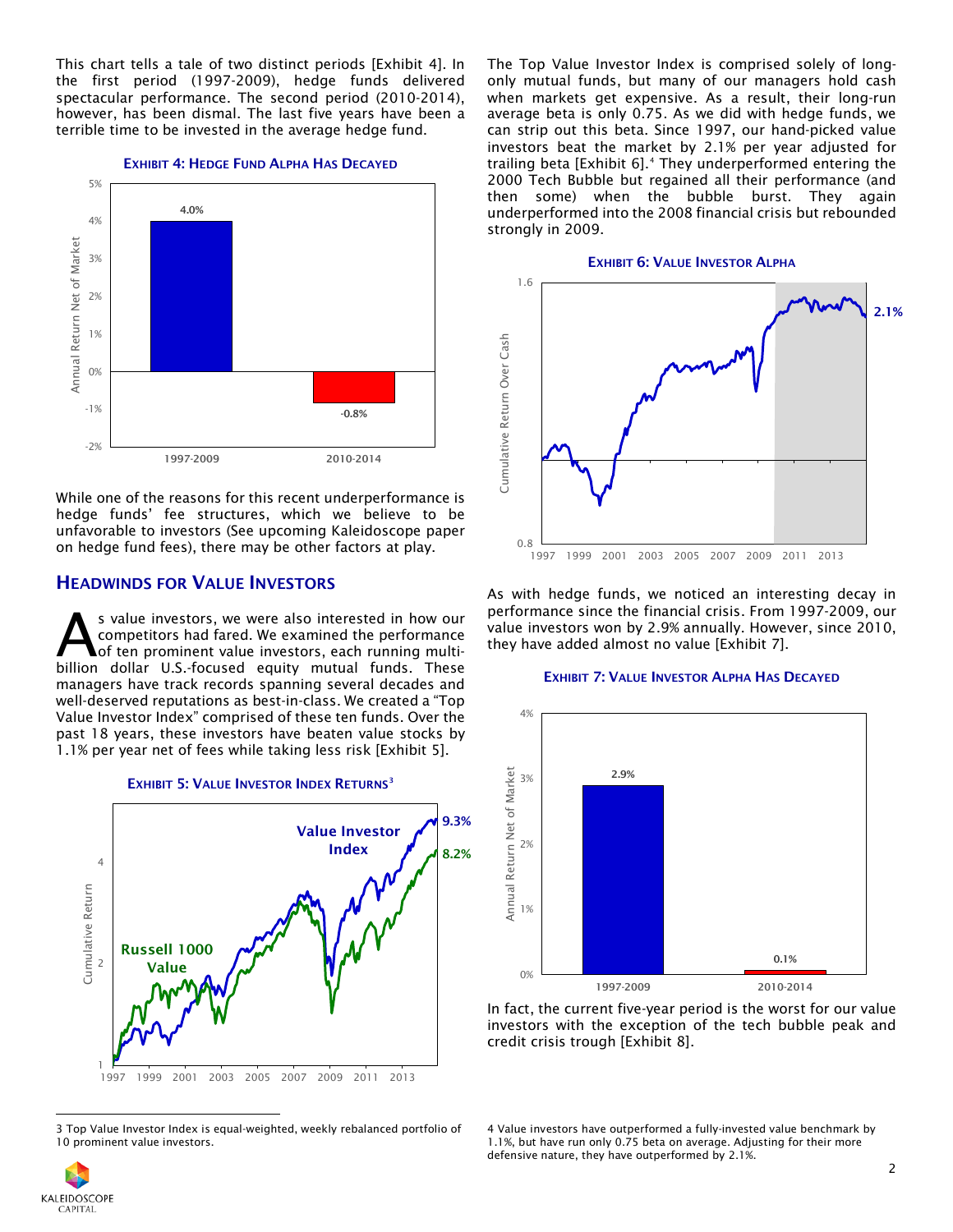This chart tells a tale of two distinct periods [Exhibit 4]. In the first period (1997-2009), hedge funds delivered spectacular performance. The second period (2010-2014), however, has been dismal. The last five years have been a terrible time to be invested in the average hedge fund.

**EXHIBIT 4: HEDGE FUND ALPHA HAS DECAYED**

| Period | Annual Return Net of Market |
|---|---|
| 1997-2009 | 4.0% |
| 2010-2014 | -0.8% |

While one of the reasons for this recent underperformance is hedge funds' fee structures, which we believe to be unfavorable to investors (See upcoming Kaleidoscope paper on hedge fund fees), there may be other factors at play.

## HEADWINDS FOR VALUE INVESTORS

As value investors, we were also interested in how our competitors had fared. We examined the performance of ten prominent value investors, each running multi-billion dollar U.S.-focused equity mutual funds. These managers have track records spanning several decades and well-deserved reputations as best-in-class. We created a "Top Value Investor Index" comprised of these ten funds. Over the past 18 years, these investors have beaten value stocks by 1.1% per year net of fees while taking less risk [Exhibit 5].

**EXHIBIT 5: VALUE INVESTOR INDEX RETURNS**[3]

The Top Value Investor Index is comprised solely of long-only mutual funds, but many of our managers hold cash when markets get expensive. As a result, their long-run average beta is only 0.75. As we did with hedge funds, we can strip out this beta. Since 1997, our hand-picked value investors beat the market by 2.1% per year adjusted for trailing beta [Exhibit 6].[4] They underperformed entering the 2000 Tech Bubble but regained all their performance (and then some) when the bubble burst. They again underperformed into the 2008 financial crisis but rebounded strongly in 2009.

**EXHIBIT 6: VALUE INVESTOR ALPHA**

As with hedge funds, we noticed an interesting decay in performance since the financial crisis. From 1997-2009, our value investors won by 2.9% annually. However, since 2010, they have added almost no value [Exhibit 7].

**EXHIBIT 7: VALUE INVESTOR ALPHA HAS DECAYED**

| Period | Annual Return Net of Market |
|---|---|
| 1997-2009 | 2.9% |
| 2010-2014 | 0.1% |

In fact, the current five-year period is the worst for our value investors with the exception of the tech bubble peak and credit crisis trough [Exhibit 8].

---

3 Top Value Investor Index is equal-weighted, weekly rebalanced portfolio of 10 prominent value investors.

4 Value investors have outperformed a fully-invested value benchmark by 1.1%, but have run only 0.75 beta on average. Adjusting for their more defensive nature, they have outperformed by 2.1%.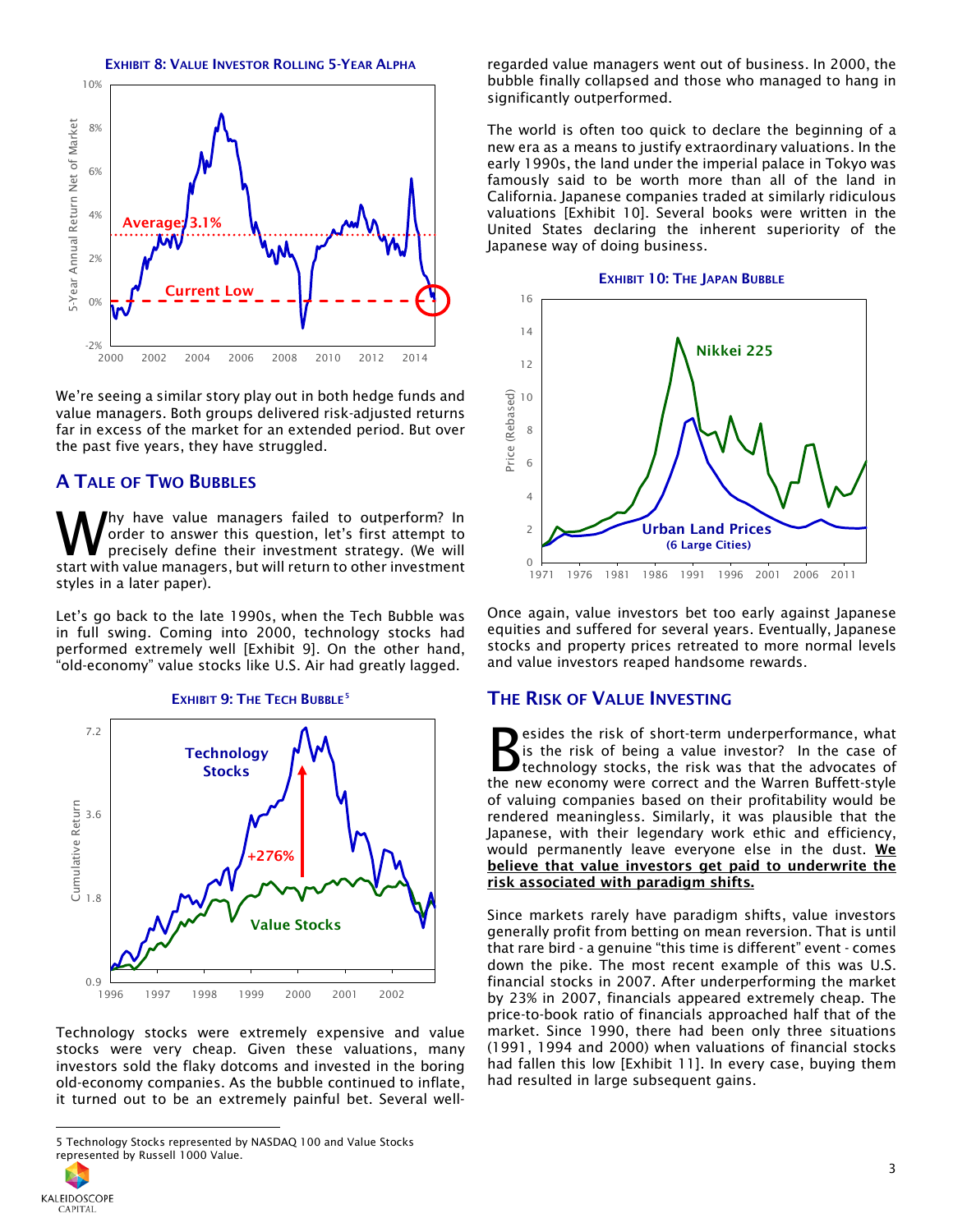**EXHIBIT 8: VALUE INVESTOR ROLLING 5-YEAR ALPHA**

We're seeing a similar story play out in both hedge funds and value managers. Both groups delivered risk-adjusted returns far in excess of the market for an extended period. But over the past five years, they have struggled.

## A TALE OF TWO BUBBLES

Why have value managers failed to outperform? In order to answer this question, let's first attempt to precisely define their investment strategy. (We will start with value managers, but will return to other investment styles in a later paper).

Let's go back to the late 1990s, when the Tech Bubble was in full swing. Coming into 2000, technology stocks had performed extremely well [Exhibit 9]. On the other hand, "old-economy" value stocks like U.S. Air had greatly lagged.

**EXHIBIT 9: THE TECH BUBBLE**[5]

Technology stocks were extremely expensive and value stocks were very cheap. Given these valuations, many investors sold the flaky dotcoms and invested in the boring old-economy companies. As the bubble continued to inflate, it turned out to be an extremely painful bet. Several well-regarded value managers went out of business. In 2000, the bubble finally collapsed and those who managed to hang in significantly outperformed.

The world is often too quick to declare the beginning of a new era as a means to justify extraordinary valuations. In the early 1990s, the land under the imperial palace in Tokyo was famously said to be worth more than all of the land in California. Japanese companies traded at similarly ridiculous valuations [Exhibit 10]. Several books were written in the United States declaring the inherent superiority of the Japanese way of doing business.

**EXHIBIT 10: THE JAPAN BUBBLE**

Once again, value investors bet too early against Japanese equities and suffered for several years. Eventually, Japanese stocks and property prices retreated to more normal levels and value investors reaped handsome rewards.

## THE RISK OF VALUE INVESTING

Besides the risk of short-term underperformance, what is the risk of being a value investor? In the case of technology stocks, the risk was that the advocates of the new economy were correct and the Warren Buffett-style of valuing companies based on their profitability would be rendered meaningless. Similarly, it was plausible that the Japanese, with their legendary work ethic and efficiency, would permanently leave everyone else in the dust. **We believe that value investors get paid to underwrite the risk associated with paradigm shifts.**

Since markets rarely have paradigm shifts, value investors generally profit from betting on mean reversion. That is until that rare bird - a genuine "this time is different" event - comes down the pike. The most recent example of this was U.S. financial stocks in 2007. After underperforming the market by 23% in 2007, financials appeared extremely cheap. The price-to-book ratio of financials approached half that of the market. Since 1990, there had been only three situations (1991, 1994 and 2000) when valuations of financial stocks had fallen this low [Exhibit 11]. In every case, buying them had resulted in large subsequent gains.

---

5 Technology Stocks represented by NASDAQ 100 and Value Stocks represented by Russell 1000 Value.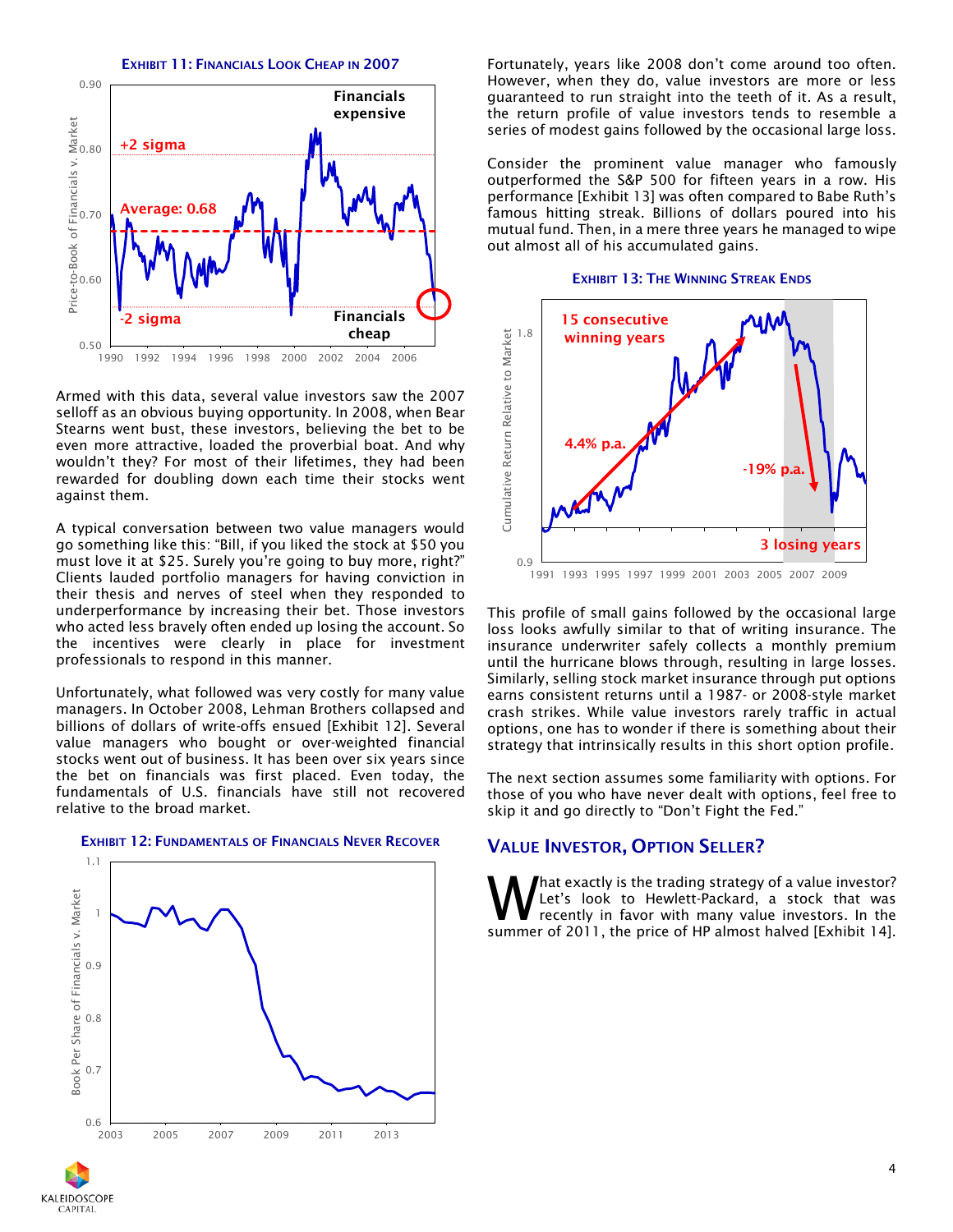**EXHIBIT 11: FINANCIALS LOOK CHEAP IN 2007**

Armed with this data, several value investors saw the 2007 selloff as an obvious buying opportunity. In 2008, when Bear Stearns went bust, these investors, believing the bet to be even more attractive, loaded the proverbial boat. And why wouldn't they? For most of their lifetimes, they had been rewarded for doubling down each time their stocks went against them.

A typical conversation between two value managers would go something like this: "Bill, if you liked the stock at $50 you must love it at $25. Surely you're going to buy more, right?" Clients lauded portfolio managers for having conviction in their thesis and nerves of steel when they responded to underperformance by increasing their bet. Those investors who acted less bravely often ended up losing the account. So the incentives were clearly in place for investment professionals to respond in this manner.

Unfortunately, what followed was very costly for many value managers. In October 2008, Lehman Brothers collapsed and billions of dollars of write-offs ensued [Exhibit 12]. Several value managers who bought or over-weighted financial stocks went out of business. It has been over six years since the bet on financials was first placed. Even today, the fundamentals of U.S. financials have still not recovered relative to the broad market.

**EXHIBIT 12: FUNDAMENTALS OF FINANCIALS NEVER RECOVER**

Fortunately, years like 2008 don't come around too often. However, when they do, value investors are more or less guaranteed to run straight into the teeth of it. As a result, the return profile of value investors tends to resemble a series of modest gains followed by the occasional large loss.

Consider the prominent value manager who famously outperformed the S&P 500 for fifteen years in a row. His performance [Exhibit 13] was often compared to Babe Ruth's famous hitting streak. Billions of dollars poured into his mutual fund. Then, in a mere three years he managed to wipe out almost all of his accumulated gains.

**EXHIBIT 13: THE WINNING STREAK ENDS**

This profile of small gains followed by the occasional large loss looks awfully similar to that of writing insurance. The insurance underwriter safely collects a monthly premium until the hurricane blows through, resulting in large losses. Similarly, selling stock market insurance through put options earns consistent returns until a 1987- or 2008-style market crash strikes. While value investors rarely traffic in actual options, one has to wonder if there is something about their strategy that intrinsically results in this short option profile.

The next section assumes some familiarity with options. For those of you who have never dealt with options, feel free to skip it and go directly to "Don't Fight the Fed."

## VALUE INVESTOR, OPTION SELLER?

What exactly is the trading strategy of a value investor? Let's look to Hewlett-Packard, a stock that was recently in favor with many value investors. In the summer of 2011, the price of HP almost halved [Exhibit 14].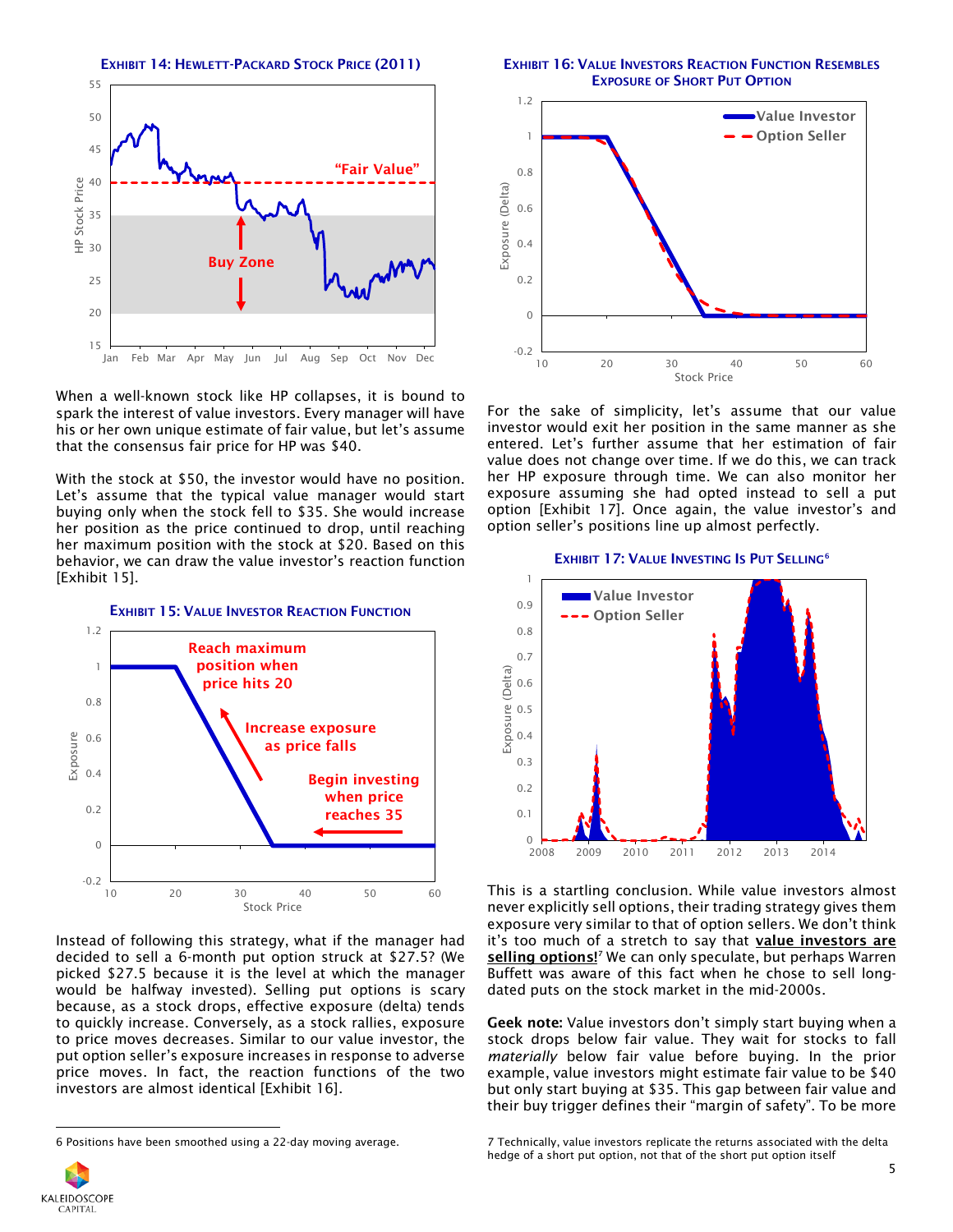**Exhibit 14: Hewlett-Packard Stock Price (2011)**

When a well-known stock like HP collapses, it is bound to spark the interest of value investors. Every manager will have his or her own unique estimate of fair value, but let's assume that the consensus fair price for HP was $40.

With the stock at $50, the investor would have no position. Let's assume that the typical value manager would start buying only when the stock fell to $35. She would increase her position as the price continued to drop, until reaching her maximum position with the stock at $20. Based on this behavior, we can draw the value investor's reaction function [Exhibit 15].

**Exhibit 15: Value Investor Reaction Function**

Instead of following this strategy, what if the manager had decided to sell a 6-month put option struck at $27.5? (We picked $27.5 because it is the level at which the manager would be halfway invested). Selling put options is scary because, as a stock drops, effective exposure (delta) tends to quickly increase. Conversely, as a stock rallies, exposure to price moves decreases. Similar to our value investor, the put option seller's exposure increases in response to adverse price moves. In fact, the reaction functions of the two investors are almost identical [Exhibit 16].

**Exhibit 16: Value Investors Reaction Function Resembles Exposure of Short Put Option**

For the sake of simplicity, let's assume that our value investor would exit her position in the same manner as she entered. Let's further assume that her estimation of fair value does not change over time. If we do this, we can track her HP exposure through time. We can also monitor her exposure assuming she had opted instead to sell a put option [Exhibit 17]. Once again, the value investor's and option seller's positions line up almost perfectly.

**Exhibit 17: Value Investing Is Put Selling**[6]

This is a startling conclusion. While value investors almost never explicitly sell options, their trading strategy gives them exposure very similar to that of option sellers. We don't think it's too much of a stretch to say that **value investors are selling options!**[7] We can only speculate, but perhaps Warren Buffett was aware of this fact when he chose to sell long-dated puts on the stock market in the mid-2000s.

**Geek note:** Value investors don't simply start buying when a stock drops below fair value. They wait for stocks to fall *materially* below fair value before buying. In the prior example, value investors might estimate fair value to be $40 but only start buying at $35. This gap between fair value and their buy trigger defines their "margin of safety". To be more

---

6 Positions have been smoothed using a 22-day moving average.

7 Technically, value investors replicate the returns associated with the delta hedge of a short put option, not that of the short put option itself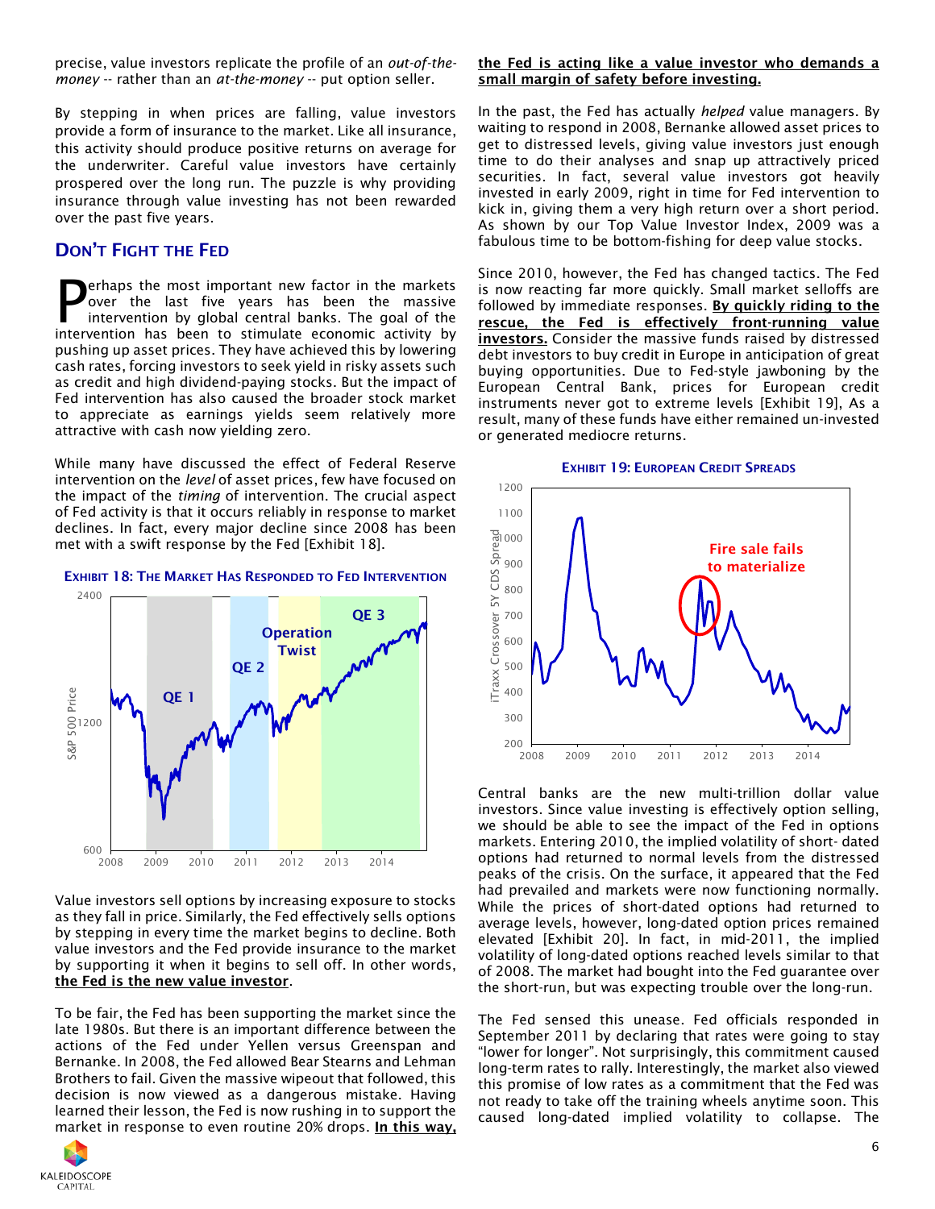precise, value investors replicate the profile of an *out-of-the-money* -- rather than an *at-the-money* -- put option seller.

By stepping in when prices are falling, value investors provide a form of insurance to the market. Like all insurance, this activity should produce positive returns on average for the underwriter. Careful value investors have certainly prospered over the long run. The puzzle is why providing insurance through value investing has not been rewarded over the past five years.

## Don't Fight the Fed

Perhaps the most important new factor in the markets over the last five years has been the massive intervention by global central banks. The goal of the intervention has been to stimulate economic activity by pushing up asset prices. They have achieved this by lowering cash rates, forcing investors to seek yield in risky assets such as credit and high dividend-paying stocks. But the impact of Fed intervention has also caused the broader stock market to appreciate as earnings yields seem relatively more attractive with cash now yielding zero.

While many have discussed the effect of Federal Reserve intervention on the *level* of asset prices, few have focused on the impact of the *timing* of intervention. The crucial aspect of Fed activity is that it occurs reliably in response to market declines. In fact, every major decline since 2008 has been met with a swift response by the Fed [Exhibit 18].

**Exhibit 18: The Market Has Responded to Fed Intervention**

Value investors sell options by increasing exposure to stocks as they fall in price. Similarly, the Fed effectively sells options by stepping in every time the market begins to decline. Both value investors and the Fed provide insurance to the market by supporting it when it begins to sell off. In other words, **the Fed is the new value investor**.

To be fair, the Fed has been supporting the market since the late 1980s. But there is an important difference between the actions of the Fed under Yellen versus Greenspan and Bernanke. In 2008, the Fed allowed Bear Stearns and Lehman Brothers to fail. Given the massive wipeout that followed, this decision is now viewed as a dangerous mistake. Having learned their lesson, the Fed is now rushing in to support the market in response to even routine 20% drops. **In this way, the Fed is acting like a value investor who demands a small margin of safety before investing.**

In the past, the Fed has actually *helped* value managers. By waiting to respond in 2008, Bernanke allowed asset prices to get to distressed levels, giving value investors just enough time to do their analyses and snap up attractively priced securities. In fact, several value investors got heavily invested in early 2009, right in time for Fed intervention to kick in, giving them a very high return over a short period. As shown by our Top Value Investor Index, 2009 was a fabulous time to be bottom-fishing for deep value stocks.

Since 2010, however, the Fed has changed tactics. The Fed is now reacting far more quickly. Small market selloffs are followed by immediate responses. **By quickly riding to the rescue, the Fed is effectively front-running value investors.** Consider the massive funds raised by distressed debt investors to buy credit in Europe in anticipation of great buying opportunities. Due to Fed-style jawboning by the European Central Bank, prices for European credit instruments never got to extreme levels [Exhibit 19], As a result, many of these funds have either remained un-invested or generated mediocre returns.

**Exhibit 19: European Credit Spreads**

Central banks are the new multi-trillion dollar value investors. Since value investing is effectively option selling, we should be able to see the impact of the Fed in options markets. Entering 2010, the implied volatility of short-dated options had returned to normal levels from the distressed peaks of the crisis. On the surface, it appeared that the Fed had prevailed and markets were now functioning normally. While the prices of short-dated options had returned to average levels, however, long-dated option prices remained elevated [Exhibit 20]. In fact, in mid-2011, the implied volatility of long-dated options reached levels similar to that of 2008. The market had bought into the Fed guarantee over the short-run, but was expecting trouble over the long-run.

The Fed sensed this unease. Fed officials responded in September 2011 by declaring that rates were going to stay "lower for longer". Not surprisingly, this commitment caused long-term rates to rally. Interestingly, the market also viewed this promise of low rates as a commitment that the Fed was not ready to take off the training wheels anytime soon. This caused long-dated implied volatility to collapse. The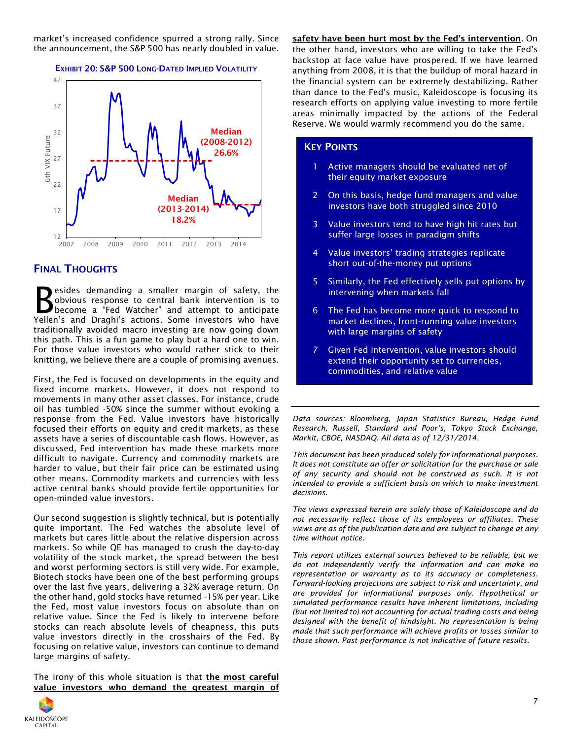market's increased confidence spurred a strong rally. Since the announcement, the S&P 500 has nearly doubled in value.

**EXHIBIT 20: S&P 500 LONG-DATED IMPLIED VOLATILITY**

6th VIX Future

42
37
32
27
22
17
12

2007 2008 2009 2010 2011 2012 2013 2014

Median (2008-2012) 26.6%

Median (2013-2014) 18.2%

## FINAL THOUGHTS

Besides demanding a smaller margin of safety, the obvious response to central bank intervention is to become a "Fed Watcher" and attempt to anticipate Yellen's and Draghi's actions. Some investors who have traditionally avoided macro investing are now going down this path. This is a fun game to play but a hard one to win. For those value investors who would rather stick to their knitting, we believe there are a couple of promising avenues.

First, the Fed is focused on developments in the equity and fixed income markets. However, it does not respond to movements in many other asset classes. For instance, crude oil has tumbled -50% since the summer without evoking a response from the Fed. Value investors have historically focused their efforts on equity and credit markets, as these assets have a series of discountable cash flows. However, as discussed, Fed intervention has made these markets more difficult to navigate. Currency and commodity markets are harder to value, but their fair price can be estimated using other means. Commodity markets and currencies with less active central banks should provide fertile opportunities for open-minded value investors.

Our second suggestion is slightly technical, but is potentially quite important. The Fed watches the absolute level of markets but cares little about the relative dispersion across markets. So while QE has managed to crush the day-to-day volatility of the stock market, the spread between the best and worst performing sectors is still very wide. For example, Biotech stocks have been one of the best performing groups over the last five years, delivering a 32% average return. On the other hand, gold stocks have returned -15% per year. Like the Fed, most value investors focus on absolute than on relative value. Since the Fed is likely to intervene before stocks can reach absolute levels of cheapness, this puts value investors directly in the crosshairs of the Fed. By focusing on relative value, investors can continue to demand large margins of safety.

The irony of this whole situation is that **the most careful value investors who demand the greatest margin of safety have been hurt most by the Fed's intervention**. On the other hand, investors who are willing to take the Fed's backstop at face value have prospered. If we have learned anything from 2008, it is that the buildup of moral hazard in the financial system can be extremely destabilizing. Rather than dance to the Fed's music, Kaleidoscope is focusing its research efforts on applying value investing to more fertile areas minimally impacted by the actions of the Federal Reserve. We would warmly recommend you do the same.

### KEY POINTS

1. Active managers should be evaluated net of their equity market exposure
2. On this basis, hedge fund managers and value investors have both struggled since 2010
3. Value investors tend to have high hit rates but suffer large losses in paradigm shifts
4. Value investors' trading strategies replicate short out-of-the-money put options
5. Similarly, the Fed effectively sells put options by intervening when markets fall
6. The Fed has become more quick to respond to market declines, front-running value investors with large margins of safety
7. Given Fed intervention, value investors should extend their opportunity set to currencies, commodities, and relative value

---

*Data sources: Bloomberg, Japan Statistics Bureau, Hedge Fund Research, Russell, Standard and Poor's, Tokyo Stock Exchange, Markit, CBOE, NASDAQ. All data as of 12/31/2014.*

*This document has been produced solely for informational purposes. It does not constitute an offer or solicitation for the purchase or sale of any security and should not be construed as such. It is not intended to provide a sufficient basis on which to make investment decisions.*

*The views expressed herein are solely those of Kaleidoscope and do not necessarily reflect those of its employees or affiliates. These views are as of the publication date and are subject to change at any time without notice.*

*This report utilizes external sources believed to be reliable, but we do not independently verify the information and can make no representation or warranty as to its accuracy or completeness. Forward-looking projections are subject to risk and uncertainty, and are provided for informational purposes only. Hypothetical or simulated performance results have inherent limitations, including (but not limited to) not accounting for actual trading costs and being designed with the benefit of hindsight. No representation is being made that such performance will achieve profits or losses similar to those shown. Past performance is not indicative of future results.*